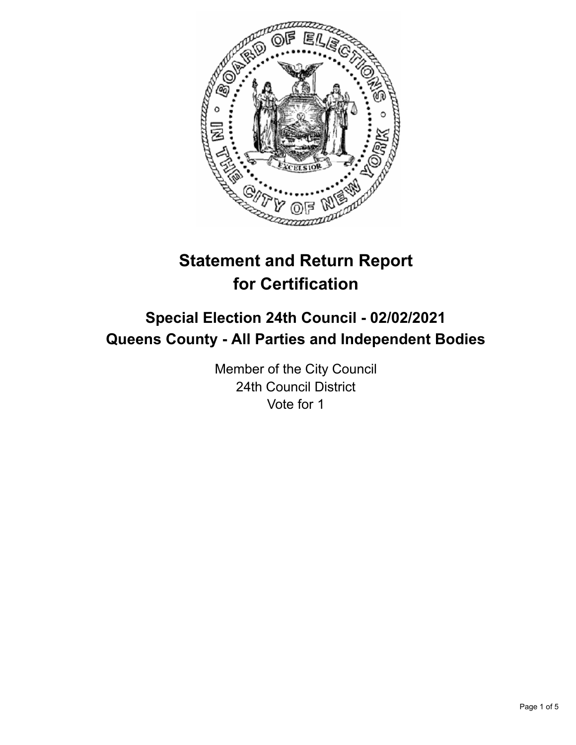# Statement and Return Report for Certification

## Special Election 24th Council - 02/02/2021
## Queens County - All Parties and Independent Bodies

Member of the City Council
24th Council District
Vote for 1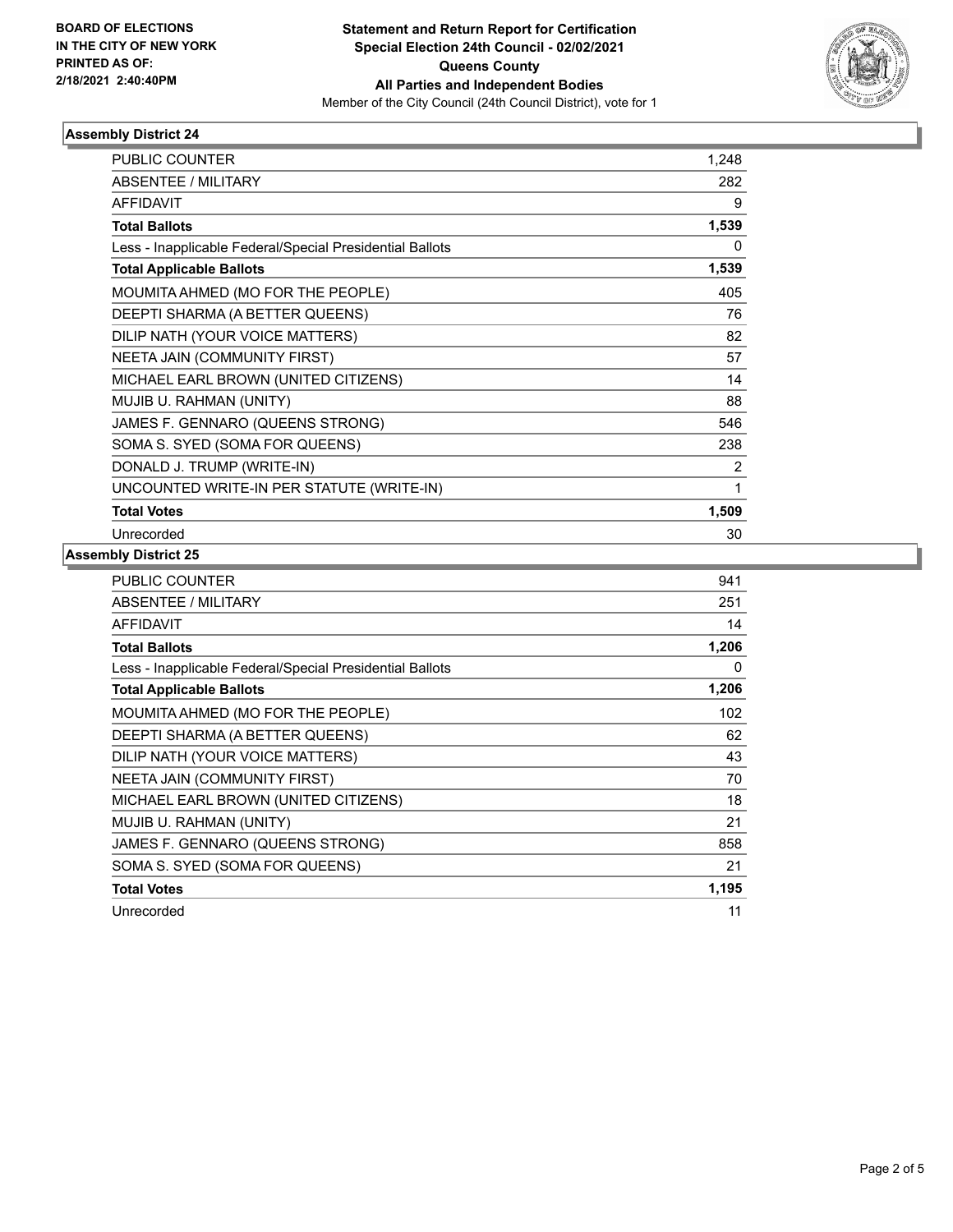## Assembly District 24

| | |
|---|---|
| PUBLIC COUNTER | 1,248 |
| ABSENTEE / MILITARY | 282 |
| AFFIDAVIT | 9 |
| **Total Ballots** | **1,539** |
| Less - Inapplicable Federal/Special Presidential Ballots | 0 |
| **Total Applicable Ballots** | **1,539** |
| MOUMITA AHMED (MO FOR THE PEOPLE) | 405 |
| DEEPTI SHARMA (A BETTER QUEENS) | 76 |
| DILIP NATH (YOUR VOICE MATTERS) | 82 |
| NEETA JAIN (COMMUNITY FIRST) | 57 |
| MICHAEL EARL BROWN (UNITED CITIZENS) | 14 |
| MUJIB U. RAHMAN (UNITY) | 88 |
| JAMES F. GENNARO (QUEENS STRONG) | 546 |
| SOMA S. SYED (SOMA FOR QUEENS) | 238 |
| DONALD J. TRUMP (WRITE-IN) | 2 |
| UNCOUNTED WRITE-IN PER STATUTE (WRITE-IN) | 1 |
| **Total Votes** | **1,509** |
| Unrecorded | 30 |

## Assembly District 25

| | |
|---|---|
| PUBLIC COUNTER | 941 |
| ABSENTEE / MILITARY | 251 |
| AFFIDAVIT | 14 |
| **Total Ballots** | **1,206** |
| Less - Inapplicable Federal/Special Presidential Ballots | 0 |
| **Total Applicable Ballots** | **1,206** |
| MOUMITA AHMED (MO FOR THE PEOPLE) | 102 |
| DEEPTI SHARMA (A BETTER QUEENS) | 62 |
| DILIP NATH (YOUR VOICE MATTERS) | 43 |
| NEETA JAIN (COMMUNITY FIRST) | 70 |
| MICHAEL EARL BROWN (UNITED CITIZENS) | 18 |
| MUJIB U. RAHMAN (UNITY) | 21 |
| JAMES F. GENNARO (QUEENS STRONG) | 858 |
| SOMA S. SYED (SOMA FOR QUEENS) | 21 |
| **Total Votes** | **1,195** |
| Unrecorded | 11 |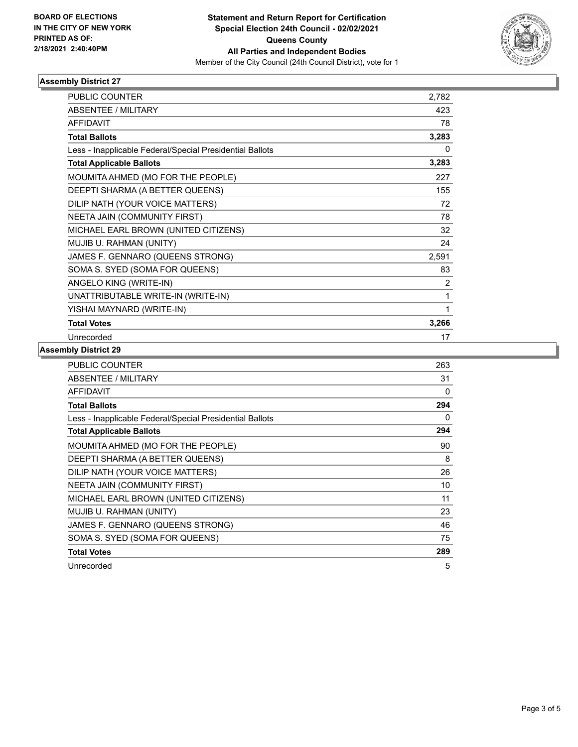**BOARD OF ELECTIONS IN THE CITY OF NEW YORK PRINTED AS OF: 2/18/2021 2:40:40PM**

**Statement and Return Report for Certification Special Election 24th Council - 02/02/2021 Queens County All Parties and Independent Bodies**

Member of the City Council (24th Council District), vote for 1

## Assembly District 27

| | |
|---|---|
| PUBLIC COUNTER | 2,782 |
| ABSENTEE / MILITARY | 423 |
| AFFIDAVIT | 78 |
| **Total Ballots** | **3,283** |
| Less - Inapplicable Federal/Special Presidential Ballots | 0 |
| **Total Applicable Ballots** | **3,283** |
| MOUMITA AHMED (MO FOR THE PEOPLE) | 227 |
| DEEPTI SHARMA (A BETTER QUEENS) | 155 |
| DILIP NATH (YOUR VOICE MATTERS) | 72 |
| NEETA JAIN (COMMUNITY FIRST) | 78 |
| MICHAEL EARL BROWN (UNITED CITIZENS) | 32 |
| MUJIB U. RAHMAN (UNITY) | 24 |
| JAMES F. GENNARO (QUEENS STRONG) | 2,591 |
| SOMA S. SYED (SOMA FOR QUEENS) | 83 |
| ANGELO KING (WRITE-IN) | 2 |
| UNATTRIBUTABLE WRITE-IN (WRITE-IN) | 1 |
| YISHAI MAYNARD (WRITE-IN) | 1 |
| **Total Votes** | **3,266** |
| Unrecorded | 17 |

## Assembly District 29

| | |
|---|---|
| PUBLIC COUNTER | 263 |
| ABSENTEE / MILITARY | 31 |
| AFFIDAVIT | 0 |
| **Total Ballots** | **294** |
| Less - Inapplicable Federal/Special Presidential Ballots | 0 |
| **Total Applicable Ballots** | **294** |
| MOUMITA AHMED (MO FOR THE PEOPLE) | 90 |
| DEEPTI SHARMA (A BETTER QUEENS) | 8 |
| DILIP NATH (YOUR VOICE MATTERS) | 26 |
| NEETA JAIN (COMMUNITY FIRST) | 10 |
| MICHAEL EARL BROWN (UNITED CITIZENS) | 11 |
| MUJIB U. RAHMAN (UNITY) | 23 |
| JAMES F. GENNARO (QUEENS STRONG) | 46 |
| SOMA S. SYED (SOMA FOR QUEENS) | 75 |
| **Total Votes** | **289** |
| Unrecorded | 5 |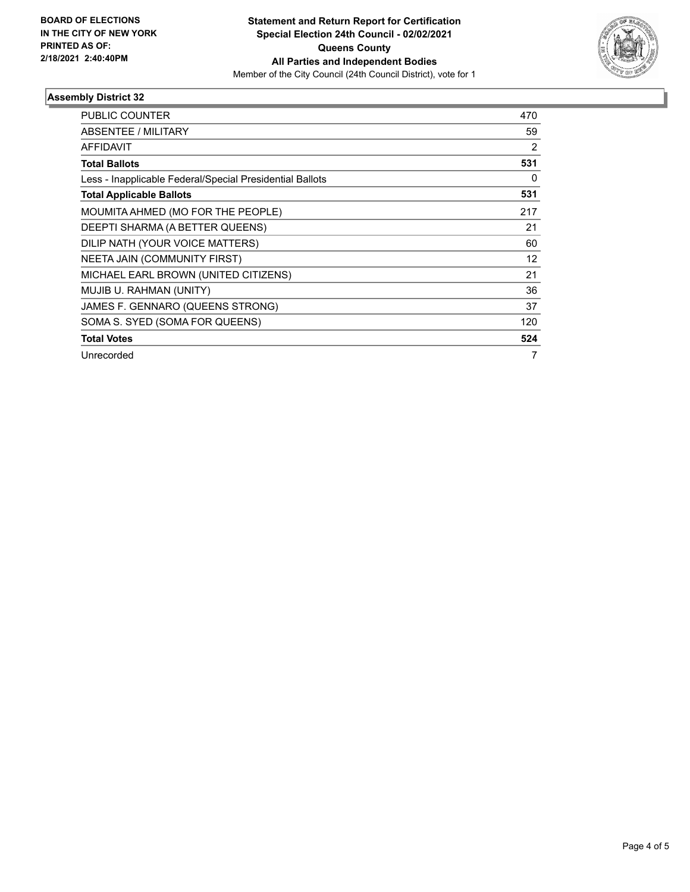**BOARD OF ELECTIONS IN THE CITY OF NEW YORK PRINTED AS OF: 2/18/2021 2:40:40PM**

**Statement and Return Report for Certification Special Election 24th Council - 02/02/2021 Queens County All Parties and Independent Bodies**

Member of the City Council (24th Council District), vote for 1

### Assembly District 32

| | |
|---|---|
| PUBLIC COUNTER | 470 |
| ABSENTEE / MILITARY | 59 |
| AFFIDAVIT | 2 |
| **Total Ballots** | **531** |
| Less - Inapplicable Federal/Special Presidential Ballots | 0 |
| **Total Applicable Ballots** | **531** |
| MOUMITA AHMED (MO FOR THE PEOPLE) | 217 |
| DEEPTI SHARMA (A BETTER QUEENS) | 21 |
| DILIP NATH (YOUR VOICE MATTERS) | 60 |
| NEETA JAIN (COMMUNITY FIRST) | 12 |
| MICHAEL EARL BROWN (UNITED CITIZENS) | 21 |
| MUJIB U. RAHMAN (UNITY) | 36 |
| JAMES F. GENNARO (QUEENS STRONG) | 37 |
| SOMA S. SYED (SOMA FOR QUEENS) | 120 |
| **Total Votes** | **524** |
| Unrecorded | 7 |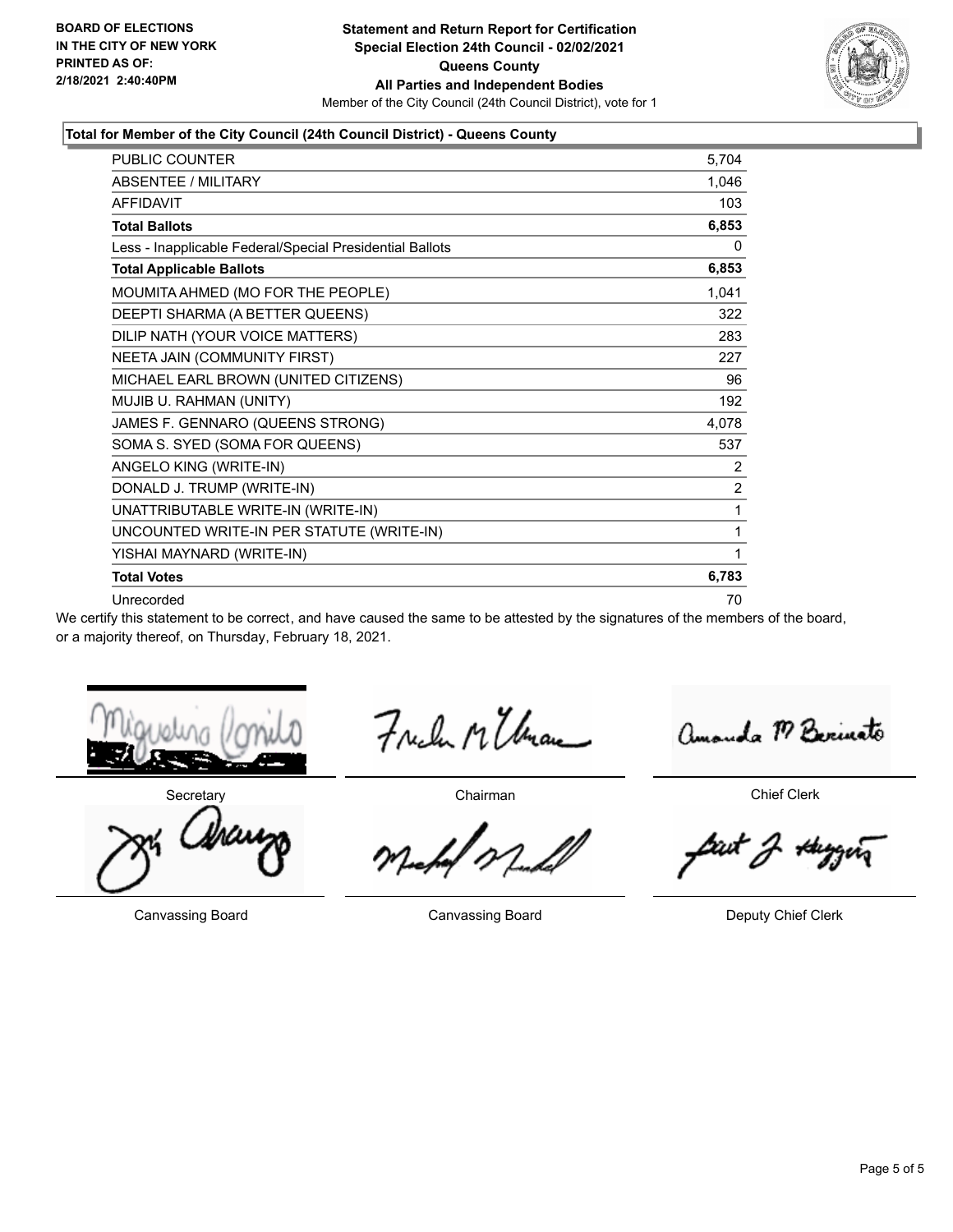**BOARD OF ELECTIONS IN THE CITY OF NEW YORK PRINTED AS OF: 2/18/2021 2:40:40PM**

**Statement and Return Report for Certification**
**Special Election 24th Council - 02/02/2021**
**Queens County**
**All Parties and Independent Bodies**
Member of the City Council (24th Council District), vote for 1

**Total for Member of the City Council (24th Council District) - Queens County**

| | |
|---|---|
| PUBLIC COUNTER | 5,704 |
| ABSENTEE / MILITARY | 1,046 |
| AFFIDAVIT | 103 |
| **Total Ballots** | **6,853** |
| Less - Inapplicable Federal/Special Presidential Ballots | 0 |
| **Total Applicable Ballots** | **6,853** |
| MOUMITA AHMED (MO FOR THE PEOPLE) | 1,041 |
| DEEPTI SHARMA (A BETTER QUEENS) | 322 |
| DILIP NATH (YOUR VOICE MATTERS) | 283 |
| NEETA JAIN (COMMUNITY FIRST) | 227 |
| MICHAEL EARL BROWN (UNITED CITIZENS) | 96 |
| MUJIB U. RAHMAN (UNITY) | 192 |
| JAMES F. GENNARO (QUEENS STRONG) | 4,078 |
| SOMA S. SYED (SOMA FOR QUEENS) | 537 |
| ANGELO KING (WRITE-IN) | 2 |
| DONALD J. TRUMP (WRITE-IN) | 2 |
| UNATTRIBUTABLE WRITE-IN (WRITE-IN) | 1 |
| UNCOUNTED WRITE-IN PER STATUTE (WRITE-IN) | 1 |
| YISHAI MAYNARD (WRITE-IN) | 1 |
| **Total Votes** | **6,783** |
| Unrecorded | 70 |

We certify this statement to be correct, and have caused the same to be attested by the signatures of the members of the board, or a majority thereof, on Thursday, February 18, 2021.

Secretary

Chairman

Chief Clerk

Canvassing Board

Canvassing Board

Deputy Chief Clerk